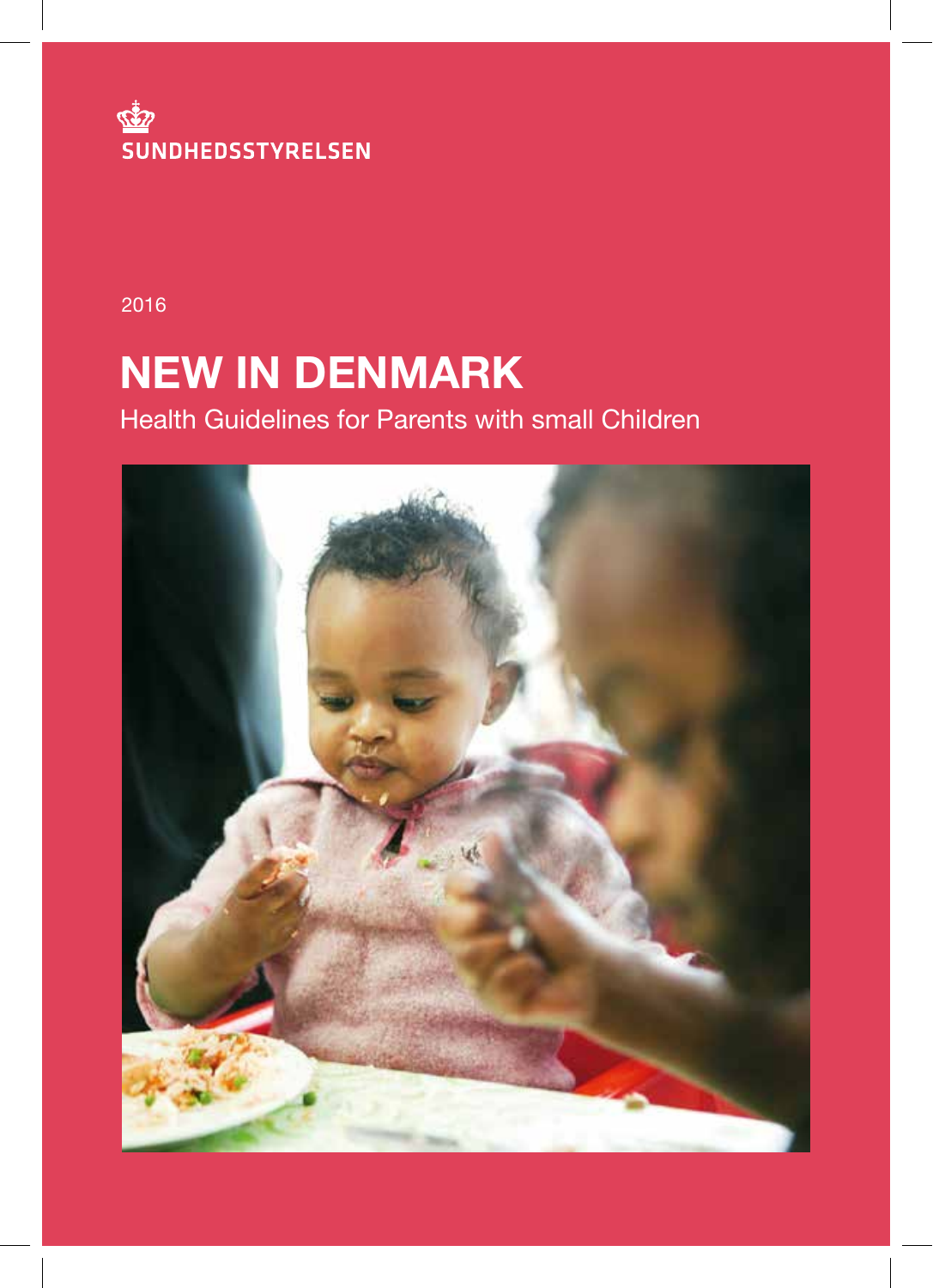SUNDHEDSSTYRELSEN

2016

# NEW IN DENMARK

## Health Guidelines for Parents with small Children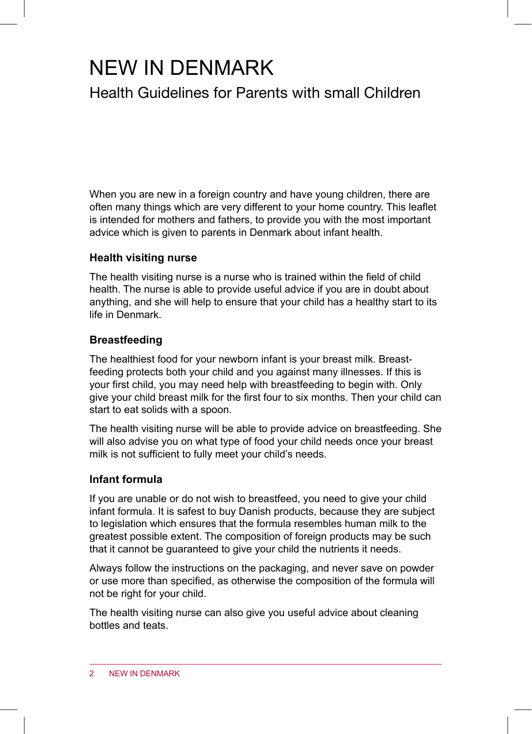# NEW IN DENMARK

## Health Guidelines for Parents with small Children

When you are new in a foreign country and have young children, there are often many things which are very different to your home country. This leaflet is intended for mothers and fathers, to provide you with the most important advice which is given to parents in Denmark about infant health.

### Health visiting nurse

The health visiting nurse is a nurse who is trained within the field of child health. The nurse is able to provide useful advice if you are in doubt about anything, and she will help to ensure that your child has a healthy start to its life in Denmark.

### Breastfeeding

The healthiest food for your newborn infant is your breast milk. Breast-feeding protects both your child and you against many illnesses. If this is your first child, you may need help with breastfeeding to begin with. Only give your child breast milk for the first four to six months. Then your child can start to eat solids with a spoon.

The health visiting nurse will be able to provide advice on breastfeeding. She will also advise you on what type of food your child needs once your breast milk is not sufficient to fully meet your child's needs.

### Infant formula

If you are unable or do not wish to breastfeed, you need to give your child infant formula. It is safest to buy Danish products, because they are subject to legislation which ensures that the formula resembles human milk to the greatest possible extent. The composition of foreign products may be such that it cannot be guaranteed to give your child the nutrients it needs.

Always follow the instructions on the packaging, and never save on powder or use more than specified, as otherwise the composition of the formula will not be right for your child.

The health visiting nurse can also give you useful advice about cleaning bottles and teats.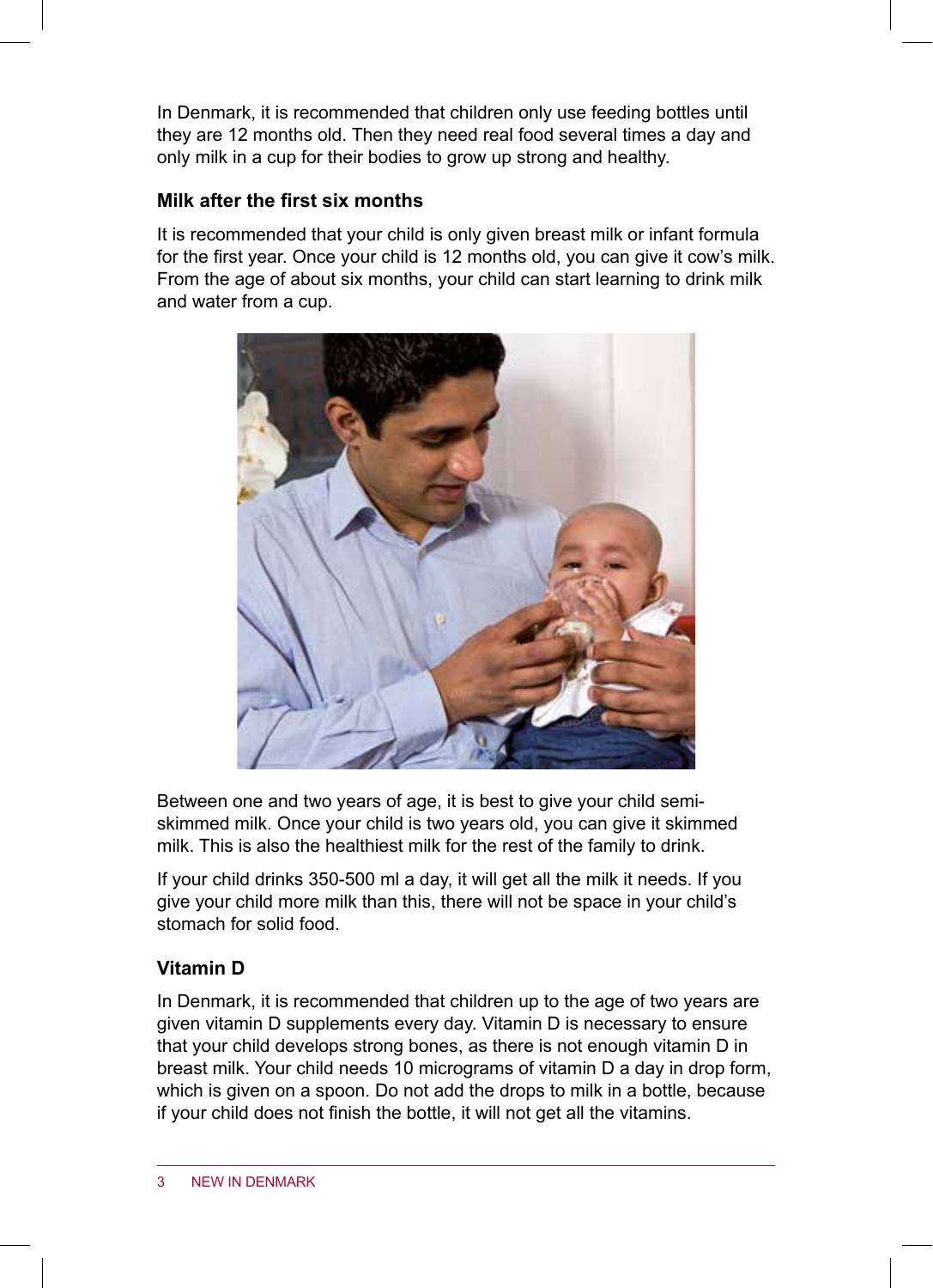In Denmark, it is recommended that children only use feeding bottles until they are 12 months old. Then they need real food several times a day and only milk in a cup for their bodies to grow up strong and healthy.

### Milk after the first six months

It is recommended that your child is only given breast milk or infant formula for the first year. Once your child is 12 months old, you can give it cow's milk. From the age of about six months, your child can start learning to drink milk and water from a cup.

Between one and two years of age, it is best to give your child semi-skimmed milk. Once your child is two years old, you can give it skimmed milk. This is also the healthiest milk for the rest of the family to drink.

If your child drinks 350-500 ml a day, it will get all the milk it needs. If you give your child more milk than this, there will not be space in your child's stomach for solid food.

### Vitamin D

In Denmark, it is recommended that children up to the age of two years are given vitamin D supplements every day. Vitamin D is necessary to ensure that your child develops strong bones, as there is not enough vitamin D in breast milk. Your child needs 10 micrograms of vitamin D a day in drop form, which is given on a spoon. Do not add the drops to milk in a bottle, because if your child does not finish the bottle, it will not get all the vitamins.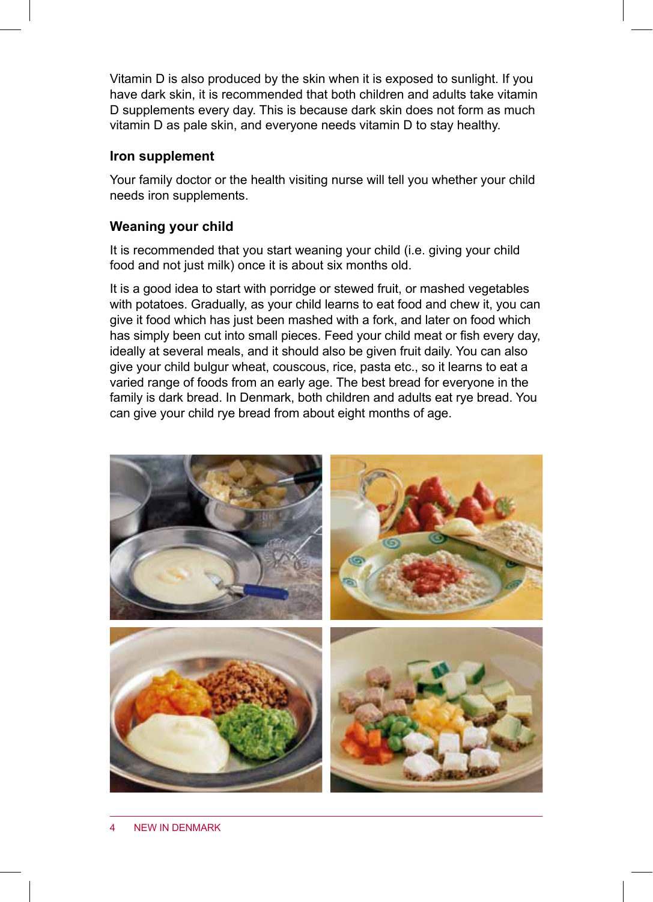Vitamin D is also produced by the skin when it is exposed to sunlight. If you have dark skin, it is recommended that both children and adults take vitamin D supplements every day. This is because dark skin does not form as much vitamin D as pale skin, and everyone needs vitamin D to stay healthy.

### Iron supplement

Your family doctor or the health visiting nurse will tell you whether your child needs iron supplements.

### Weaning your child

It is recommended that you start weaning your child (i.e. giving your child food and not just milk) once it is about six months old.

It is a good idea to start with porridge or stewed fruit, or mashed vegetables with potatoes. Gradually, as your child learns to eat food and chew it, you can give it food which has just been mashed with a fork, and later on food which has simply been cut into small pieces. Feed your child meat or fish every day, ideally at several meals, and it should also be given fruit daily. You can also give your child bulgur wheat, couscous, rice, pasta etc., so it learns to eat a varied range of foods from an early age. The best bread for everyone in the family is dark bread. In Denmark, both children and adults eat rye bread. You can give your child rye bread from about eight months of age.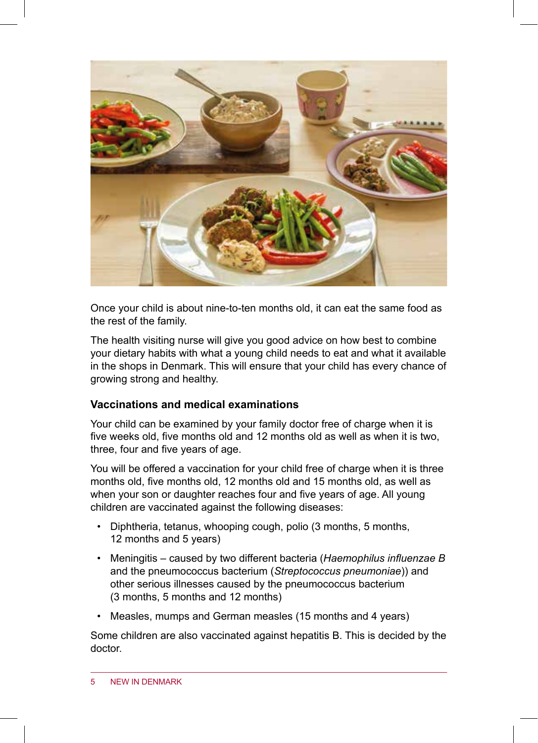Once your child is about nine-to-ten months old, it can eat the same food as the rest of the family.

The health visiting nurse will give you good advice on how best to combine your dietary habits with what a young child needs to eat and what it available in the shops in Denmark. This will ensure that your child has every chance of growing strong and healthy.

### Vaccinations and medical examinations

Your child can be examined by your family doctor free of charge when it is five weeks old, five months old and 12 months old as well as when it is two, three, four and five years of age.

You will be offered a vaccination for your child free of charge when it is three months old, five months old, 12 months old and 15 months old, as well as when your son or daughter reaches four and five years of age. All young children are vaccinated against the following diseases:

- Diphtheria, tetanus, whooping cough, polio (3 months, 5 months, 12 months and 5 years)
- Meningitis – caused by two different bacteria (*Haemophilus influenzae B* and the pneumococcus bacterium (*Streptococcus pneumoniae*)) and other serious illnesses caused by the pneumococcus bacterium (3 months, 5 months and 12 months)
- Measles, mumps and German measles (15 months and 4 years)

Some children are also vaccinated against hepatitis B. This is decided by the doctor.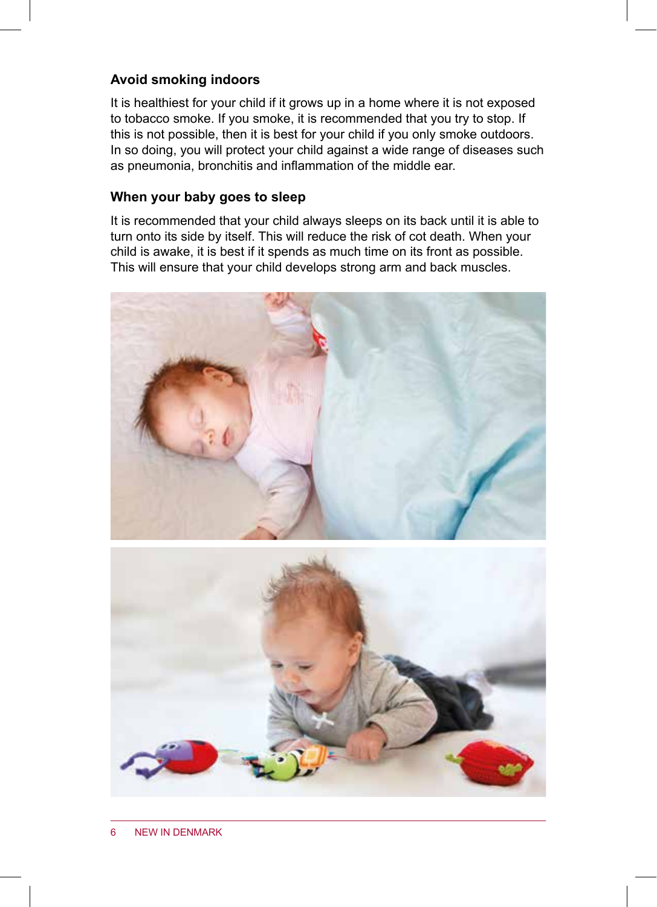### Avoid smoking indoors

It is healthiest for your child if it grows up in a home where it is not exposed to tobacco smoke. If you smoke, it is recommended that you try to stop. If this is not possible, then it is best for your child if you only smoke outdoors. In so doing, you will protect your child against a wide range of diseases such as pneumonia, bronchitis and inflammation of the middle ear.

### When your baby goes to sleep

It is recommended that your child always sleeps on its back until it is able to turn onto its side by itself. This will reduce the risk of cot death. When your child is awake, it is best if it spends as much time on its front as possible. This will ensure that your child develops strong arm and back muscles.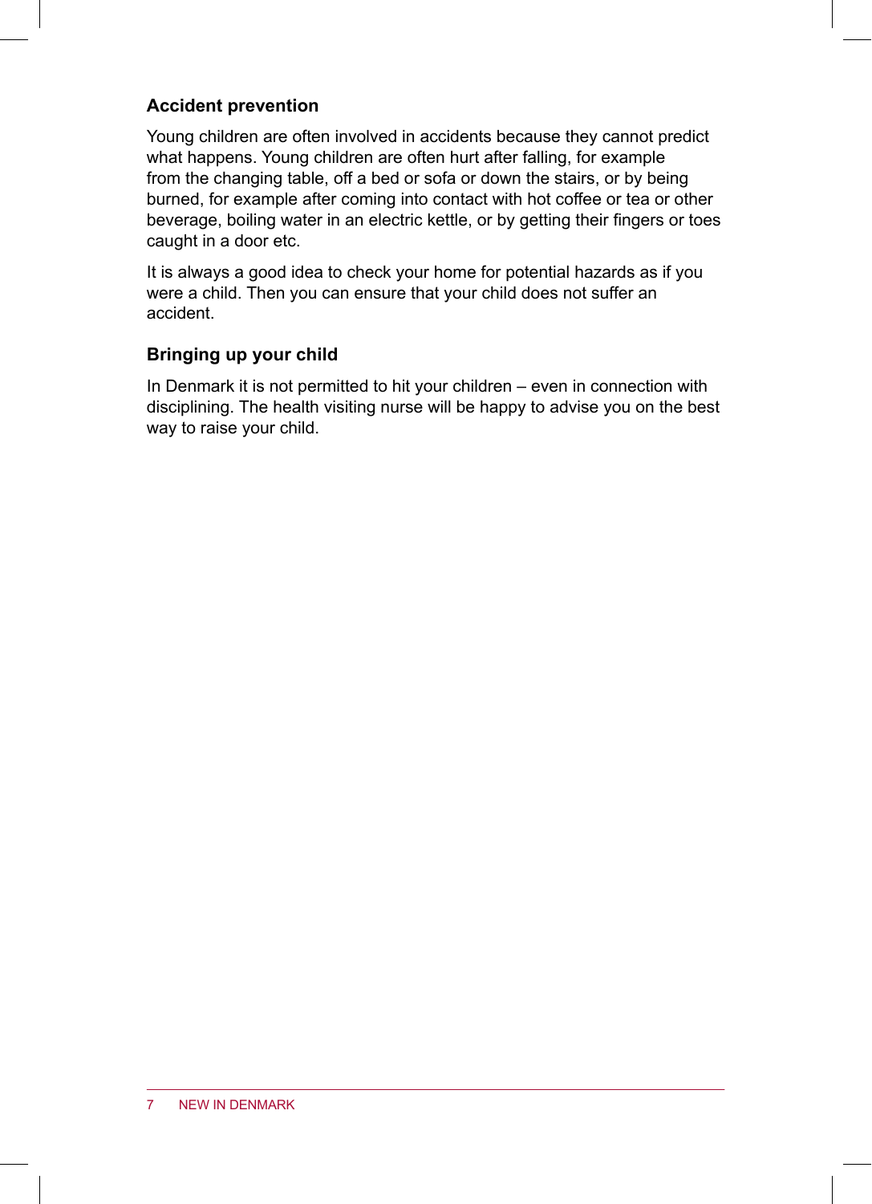### Accident prevention

Young children are often involved in accidents because they cannot predict what happens. Young children are often hurt after falling, for example from the changing table, off a bed or sofa or down the stairs, or by being burned, for example after coming into contact with hot coffee or tea or other beverage, boiling water in an electric kettle, or by getting their fingers or toes caught in a door etc.

It is always a good idea to check your home for potential hazards as if you were a child. Then you can ensure that your child does not suffer an accident.

### Bringing up your child

In Denmark it is not permitted to hit your children – even in connection with disciplining. The health visiting nurse will be happy to advise you on the best way to raise your child.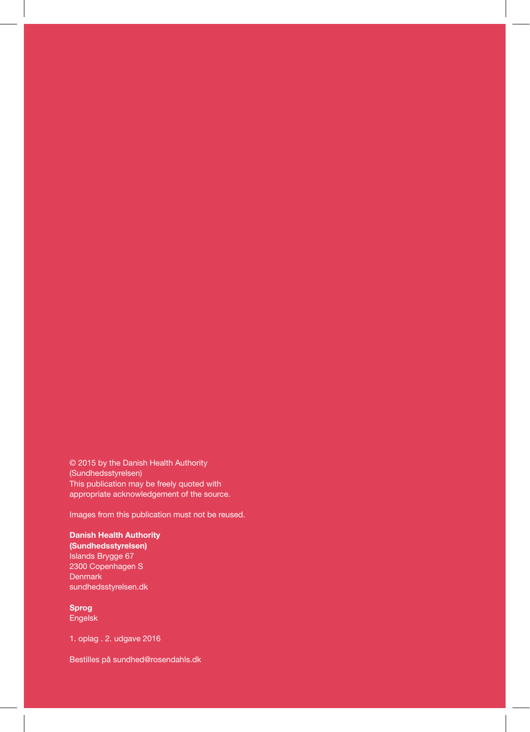© 2015 by the Danish Health Authority
(Sundhedsstyrelsen)
This publication may be freely quoted with
appropriate acknowledgement of the source.

Images from this publication must not be reused.

**Danish Health Authority**
**(Sundhedsstyrelsen)**
Islands Brygge 67
2300 Copenhagen S
Denmark
sundhedsstyrelsen.dk

**Sprog**
Engelsk

1. oplag . 2. udgave 2016

Bestilles på sundhed@rosendahls.dk